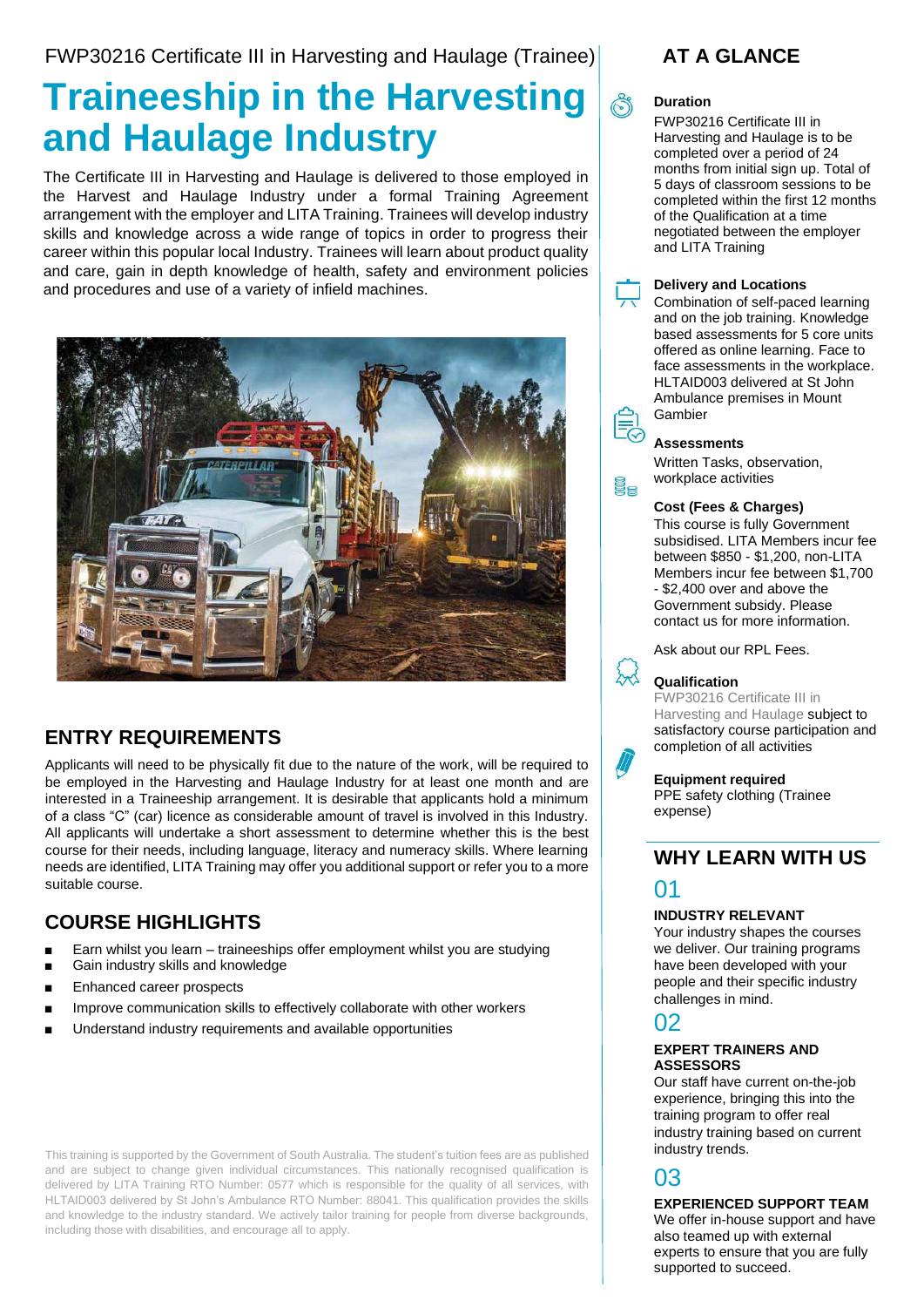FWP30216 Certificate III in Harvesting and Haulage (Trainee)

# Traineeship in the Harvesting and Haulage Industry

The Certificate III in Harvesting and Haulage is delivered to those employed in the Harvest and Haulage Industry under a formal Training Agreement arrangement with the employer and LITA Training. Trainees will develop industry skills and knowledge across a wide range of topics in order to progress their career within this popular local Industry. Trainees will learn about product quality and care, gain in depth knowledge of health, safety and environment policies and procedures and use of a variety of infield machines.

## ENTRY REQUIREMENTS

Applicants will need to be physically fit due to the nature of the work, will be required to be employed in the Harvesting and Haulage Industry for at least one month and are interested in a Traineeship arrangement. It is desirable that applicants hold a minimum of a class "C" (car) licence as considerable amount of travel is involved in this Industry. All applicants will undertake a short assessment to determine whether this is the best course for their needs, including language, literacy and numeracy skills. Where learning needs are identified, LITA Training may offer you additional support or refer you to a more suitable course.

## COURSE HIGHLIGHTS

- Earn whilst you learn – traineeships offer employment whilst you are studying
- Gain industry skills and knowledge
- Enhanced career prospects
- Improve communication skills to effectively collaborate with other workers
- Understand industry requirements and available opportunities

This training is supported by the Government of South Australia. The student's tuition fees are as published and are subject to change given individual circumstances. This nationally recognised qualification is delivered by LITA Training RTO Number: 0577 which is responsible for the quality of all services, with HLTAID003 delivered by St John's Ambulance RTO Number: 88041. This qualification provides the skills and knowledge to the industry standard. We actively tailor training for people from diverse backgrounds, including those with disabilities, and encourage all to apply.

## AT A GLANCE

**Duration**

FWP30216 Certificate III in Harvesting and Haulage is to be completed over a period of 24 months from initial sign up. Total of 5 days of classroom sessions to be completed within the first 12 months of the Qualification at a time negotiated between the employer and LITA Training

**Delivery and Locations**

Combination of self-paced learning and on the job training. Knowledge based assessments for 5 core units offered as online learning. Face to face assessments in the workplace. HLTAID003 delivered at St John Ambulance premises in Mount Gambier

**Assessments**

Written Tasks, observation, workplace activities

**Cost (Fees & Charges)**

This course is fully Government subsidised. LITA Members incur fee between $850 - $1,200, non-LITA Members incur fee between $1,700 - $2,400 over and above the Government subsidy. Please contact us for more information.

Ask about our RPL Fees.

**Qualification**

FWP30216 Certificate III in Harvesting and Haulage subject to satisfactory course participation and completion of all activities

**Equipment required**

PPE safety clothing (Trainee expense)

## WHY LEARN WITH US

01

**INDUSTRY RELEVANT**

Your industry shapes the courses we deliver. Our training programs have been developed with your people and their specific industry challenges in mind.

02

**EXPERT TRAINERS AND ASSESSORS**

Our staff have current on-the-job experience, bringing this into the training program to offer real industry training based on current industry trends.

03

**EXPERIENCED SUPPORT TEAM**

We offer in-house support and have also teamed up with external experts to ensure that you are fully supported to succeed.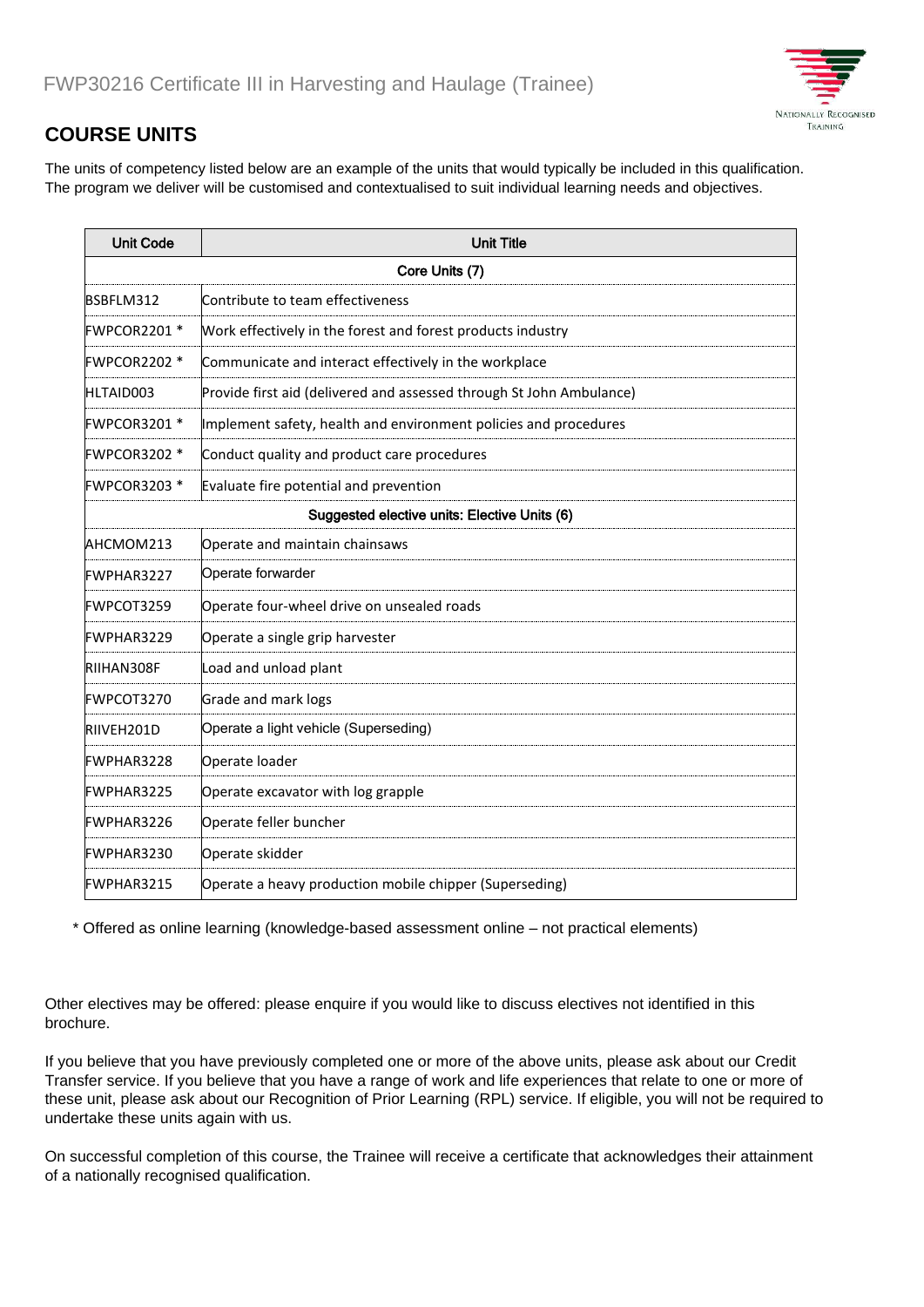FWP30216 Certificate III in Harvesting and Haulage (Trainee)

## COURSE UNITS

The units of competency listed below are an example of the units that would typically be included in this qualification. The program we deliver will be customised and contextualised to suit individual learning needs and objectives.

| Unit Code | Unit Title |
|---|---|
| **Core Units (7)** | |
| BSBFLM312 | Contribute to team effectiveness |
| FWPCOR2201 * | Work effectively in the forest and forest products industry |
| FWPCOR2202 * | Communicate and interact effectively in the workplace |
| HLTAID003 | Provide first aid (delivered and assessed through St John Ambulance) |
| FWPCOR3201 * | Implement safety, health and environment policies and procedures |
| FWPCOR3202 * | Conduct quality and product care procedures |
| FWPCOR3203 * | Evaluate fire potential and prevention |
| **Suggested elective units: Elective Units (6)** | |
| AHCMOM213 | Operate and maintain chainsaws |
| FWPHAR3227 | Operate forwarder |
| FWPCOT3259 | Operate four-wheel drive on unsealed roads |
| FWPHAR3229 | Operate a single grip harvester |
| RIIHAN308F | Load and unload plant |
| FWPCOT3270 | Grade and mark logs |
| RIIVEH201D | Operate a light vehicle (Superseding) |
| FWPHAR3228 | Operate loader |
| FWPHAR3225 | Operate excavator with log grapple |
| FWPHAR3226 | Operate feller buncher |
| FWPHAR3230 | Operate skidder |
| FWPHAR3215 | Operate a heavy production mobile chipper (Superseding) |

* Offered as online learning (knowledge-based assessment online – not practical elements)

Other electives may be offered: please enquire if you would like to discuss electives not identified in this brochure.

If you believe that you have previously completed one or more of the above units, please ask about our Credit Transfer service. If you believe that you have a range of work and life experiences that relate to one or more of these unit, please ask about our Recognition of Prior Learning (RPL) service. If eligible, you will not be required to undertake these units again with us.

On successful completion of this course, the Trainee will receive a certificate that acknowledges their attainment of a nationally recognised qualification.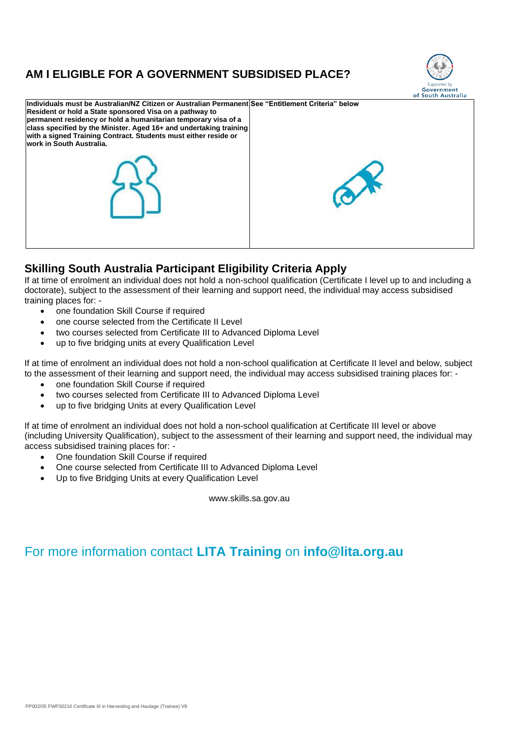## AM I ELIGIBLE FOR A GOVERNMENT SUBSIDISED PLACE?

Supported by Government of South Australia

| | |
|---|---|
| **Individuals must be Australian/NZ Citizen or Australian Permanent Resident or hold a State sponsored Visa on a pathway to permanent residency or hold a humanitarian temporary visa of a class specified by the Minister. Aged 16+ and undertaking training with a signed Training Contract. Students must either reside or work in South Australia.** | **See "Entitlement Criteria" below** |

## Skilling South Australia Participant Eligibility Criteria Apply

If at time of enrolment an individual does not hold a non-school qualification (Certificate I level up to and including a doctorate), subject to the assessment of their learning and support need, the individual may access subsidised training places for: -

- one foundation Skill Course if required
- one course selected from the Certificate II Level
- two courses selected from Certificate III to Advanced Diploma Level
- up to five bridging units at every Qualification Level

If at time of enrolment an individual does not hold a non-school qualification at Certificate II level and below, subject to the assessment of their learning and support need, the individual may access subsidised training places for: -

- one foundation Skill Course if required
- two courses selected from Certificate III to Advanced Diploma Level
- up to five bridging Units at every Qualification Level

If at time of enrolment an individual does not hold a non-school qualification at Certificate III level or above (including University Qualification), subject to the assessment of their learning and support need, the individual may access subsidised training places for: -

- One foundation Skill Course if required
- One course selected from Certificate III to Advanced Diploma Level
- Up to five Bridging Units at every Qualification Level

www.skills.sa.gov.au

## For more information contact **LITA Training** on **info@lita.org.au**

PP002/05 FWP30216 Certificate III in Harvesting and Haulage (Trainee) V8